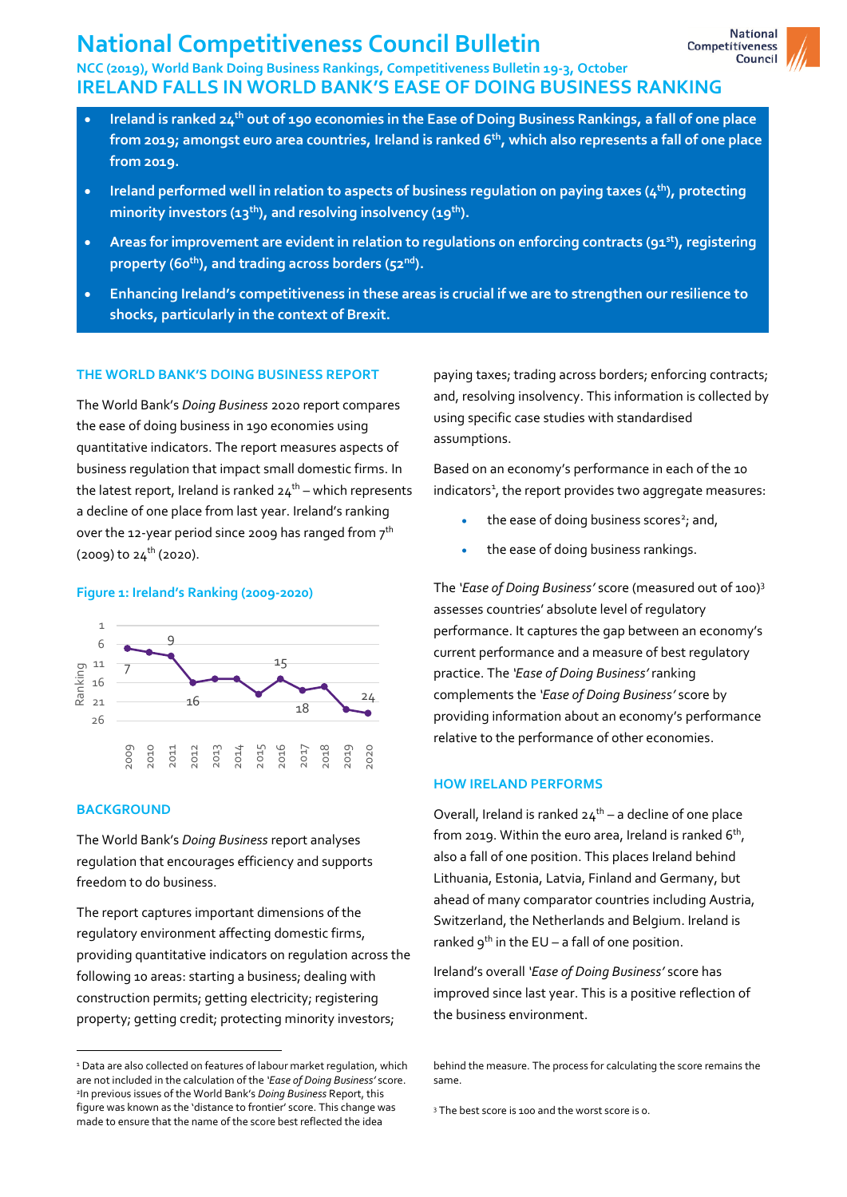# National Competitiveness Council Bulletin

**NCC (2019), World Bank Doing Business Rankings, Competitiveness Bulletin 19-3, October**

## IRELAND FALLS IN WORLD BANK'S EASE OF DOING BUSINESS RANKING

- **Ireland is ranked 24th out of 190 economies in the Ease of Doing Business Rankings, a fall of one place from 2019; amongst euro area countries, Ireland is ranked 6th, which also represents a fall of one place from 2019.**
- **Ireland performed well in relation to aspects of business regulation on paying taxes (4th), protecting minority investors (13th), and resolving insolvency (19th).**
- **Areas for improvement are evident in relation to regulations on enforcing contracts (91st), registering property (60th), and trading across borders (52nd).**
- **Enhancing Ireland's competitiveness in these areas is crucial if we are to strengthen our resilience to shocks, particularly in the context of Brexit.**

### THE WORLD BANK'S DOING BUSINESS REPORT

The World Bank's *Doing Business* 2020 report compares the ease of doing business in 190 economies using quantitative indicators. The report measures aspects of business regulation that impact small domestic firms. In the latest report, Ireland is ranked 24th – which represents a decline of one place from last year. Ireland's ranking over the 12-year period since 2009 has ranged from 7th (2009) to 24th (2020).

**Figure 1: Ireland's Ranking (2009-2020)**

### BACKGROUND

The World Bank's *Doing Business* report analyses regulation that encourages efficiency and supports freedom to do business.

The report captures important dimensions of the regulatory environment affecting domestic firms, providing quantitative indicators on regulation across the following 10 areas: starting a business; dealing with construction permits; getting electricity; registering property; getting credit; protecting minority investors; paying taxes; trading across borders; enforcing contracts; and, resolving insolvency. This information is collected by using specific case studies with standardised assumptions.

Based on an economy's performance in each of the 10 indicators[1], the report provides two aggregate measures:

- the ease of doing business scores[2]; and,
- the ease of doing business rankings.

The *'Ease of Doing Business'* score (measured out of 100)[3] assesses countries' absolute level of regulatory performance. It captures the gap between an economy's current performance and a measure of best regulatory practice. The *'Ease of Doing Business'* ranking complements the *'Ease of Doing Business'* score by providing information about an economy's performance relative to the performance of other economies.

### HOW IRELAND PERFORMS

Overall, Ireland is ranked 24th – a decline of one place from 2019. Within the euro area, Ireland is ranked 6th, also a fall of one position. This places Ireland behind Lithuania, Estonia, Latvia, Finland and Germany, but ahead of many comparator countries including Austria, Switzerland, the Netherlands and Belgium. Ireland is ranked 9th in the EU – a fall of one position.

Ireland's overall *'Ease of Doing Business'* score has improved since last year. This is a positive reflection of the business environment.

---

[1] Data are also collected on features of labour market regulation, which are not included in the calculation of the *'Ease of Doing Business'* score.

[2] In previous issues of the World Bank's *Doing Business* Report, this figure was known as the 'distance to frontier' score. This change was made to ensure that the name of the score best reflected the idea behind the measure. The process for calculating the score remains the same.

[3] The best score is 100 and the worst score is 0.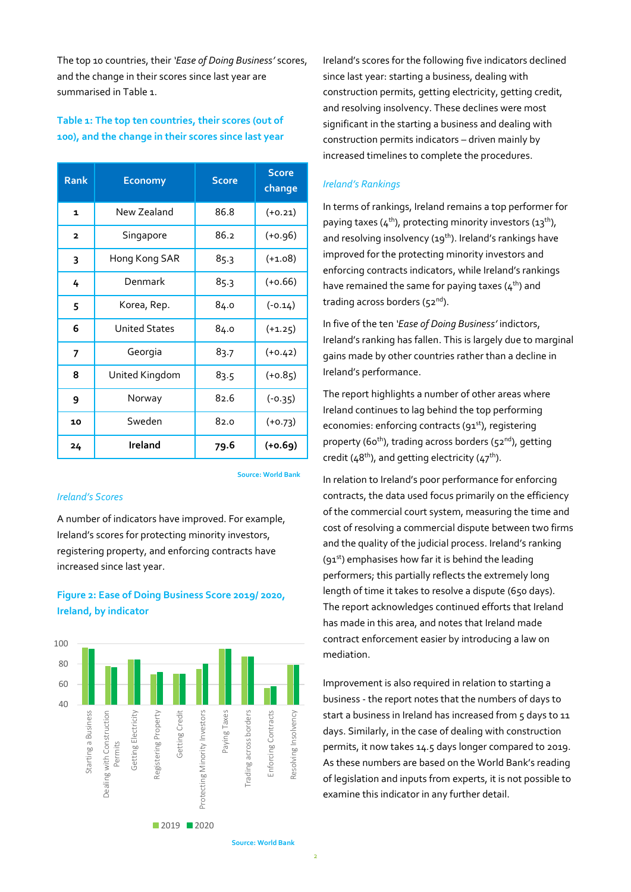The top 10 countries, their *'Ease of Doing Business'* scores, and the change in their scores since last year are summarised in Table 1.

**Table 1: The top ten countries, their scores (out of 100), and the change in their scores since last year**

| Rank | Economy | Score | Score change |
|---|---|---|---|
| 1 | New Zealand | 86.8 | (+0.21) |
| 2 | Singapore | 86.2 | (+0.96) |
| 3 | Hong Kong SAR | 85.3 | (+1.08) |
| 4 | Denmark | 85.3 | (+0.66) |
| 5 | Korea, Rep. | 84.0 | (-0.14) |
| 6 | United States | 84.0 | (+1.25) |
| 7 | Georgia | 83.7 | (+0.42) |
| 8 | United Kingdom | 83.5 | (+0.85) |
| 9 | Norway | 82.6 | (-0.35) |
| 10 | Sweden | 82.0 | (+0.73) |
| **24** | **Ireland** | **79.6** | **(+0.69)** |

Source: World Bank

*Ireland's Scores*

A number of indicators have improved. For example, Ireland's scores for protecting minority investors, registering property, and enforcing contracts have increased since last year.

**Figure 2: Ease of Doing Business Score 2019/ 2020, Ireland, by indicator**

Source: World Bank

Ireland's scores for the following five indicators declined since last year: starting a business, dealing with construction permits, getting electricity, getting credit, and resolving insolvency. These declines were most significant in the starting a business and dealing with construction permits indicators – driven mainly by increased timelines to complete the procedures.

*Ireland's Rankings*

In terms of rankings, Ireland remains a top performer for paying taxes (4th), protecting minority investors (13th), and resolving insolvency (19th). Ireland's rankings have improved for the protecting minority investors and enforcing contracts indicators, while Ireland's rankings have remained the same for paying taxes (4th) and trading across borders (52nd).

In five of the ten *'Ease of Doing Business'* indictors, Ireland's ranking has fallen. This is largely due to marginal gains made by other countries rather than a decline in Ireland's performance.

The report highlights a number of other areas where Ireland continues to lag behind the top performing economies: enforcing contracts (91st), registering property (60th), trading across borders (52nd), getting credit (48th), and getting electricity (47th).

In relation to Ireland's poor performance for enforcing contracts, the data used focus primarily on the efficiency of the commercial court system, measuring the time and cost of resolving a commercial dispute between two firms and the quality of the judicial process. Ireland's ranking (91st) emphasises how far it is behind the leading performers; this partially reflects the extremely long length of time it takes to resolve a dispute (650 days). The report acknowledges continued efforts that Ireland has made in this area, and notes that Ireland made contract enforcement easier by introducing a law on mediation.

Improvement is also required in relation to starting a business - the report notes that the numbers of days to start a business in Ireland has increased from 5 days to 11 days. Similarly, in the case of dealing with construction permits, it now takes 14.5 days longer compared to 2019. As these numbers are based on the World Bank's reading of legislation and inputs from experts, it is not possible to examine this indicator in any further detail.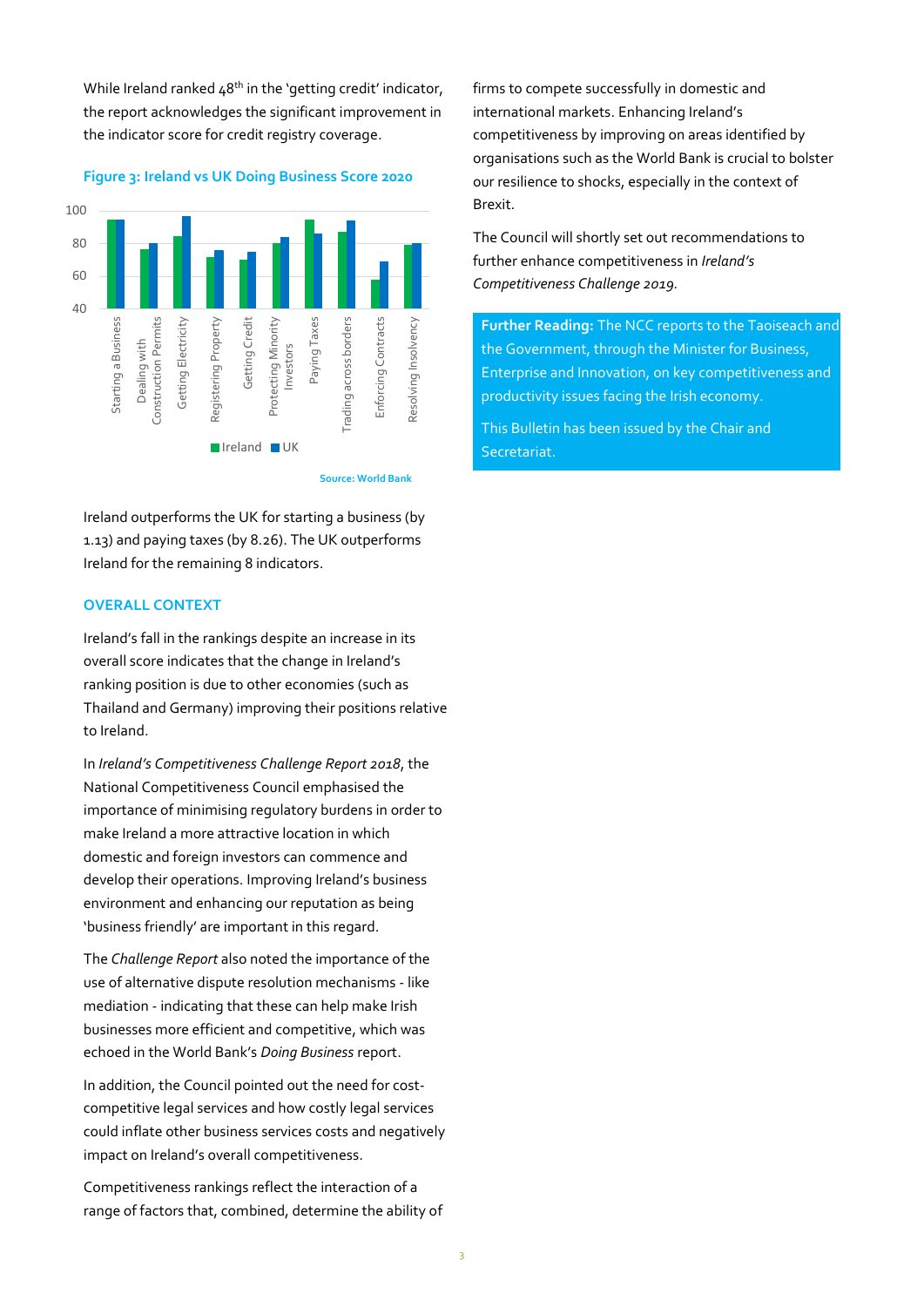While Ireland ranked 48th in the 'getting credit' indicator, the report acknowledges the significant improvement in the indicator score for credit registry coverage.

**Figure 3: Ireland vs UK Doing Business Score 2020**

100
80
60
40

Starting a Business
Dealing with Construction Permits
Getting Electricity
Registering Property
Getting Credit
Protecting Minority Investors
Paying Taxes
Trading across borders
Enforcing Contracts
Resolving Insolvency

Ireland
UK

Source: World Bank

Ireland outperforms the UK for starting a business (by 1.13) and paying taxes (by 8.26). The UK outperforms Ireland for the remaining 8 indicators.

## OVERALL CONTEXT

Ireland's fall in the rankings despite an increase in its overall score indicates that the change in Ireland's ranking position is due to other economies (such as Thailand and Germany) improving their positions relative to Ireland.

In *Ireland's Competitiveness Challenge Report 2018*, the National Competitiveness Council emphasised the importance of minimising regulatory burdens in order to make Ireland a more attractive location in which domestic and foreign investors can commence and develop their operations. Improving Ireland's business environment and enhancing our reputation as being 'business friendly' are important in this regard.

The *Challenge Report* also noted the importance of the use of alternative dispute resolution mechanisms - like mediation - indicating that these can help make Irish businesses more efficient and competitive, which was echoed in the World Bank's *Doing Business* report.

In addition, the Council pointed out the need for cost-competitive legal services and how costly legal services could inflate other business services costs and negatively impact on Ireland's overall competitiveness.

Competitiveness rankings reflect the interaction of a range of factors that, combined, determine the ability of firms to compete successfully in domestic and international markets. Enhancing Ireland's competitiveness by improving on areas identified by organisations such as the World Bank is crucial to bolster our resilience to shocks, especially in the context of Brexit.

The Council will shortly set out recommendations to further enhance competitiveness in *Ireland's Competitiveness Challenge 2019.*

**Further Reading:** The NCC reports to the Taoiseach and the Government, through the Minister for Business, Enterprise and Innovation, on key competitiveness and productivity issues facing the Irish economy.

This Bulletin has been issued by the Chair and Secretariat.